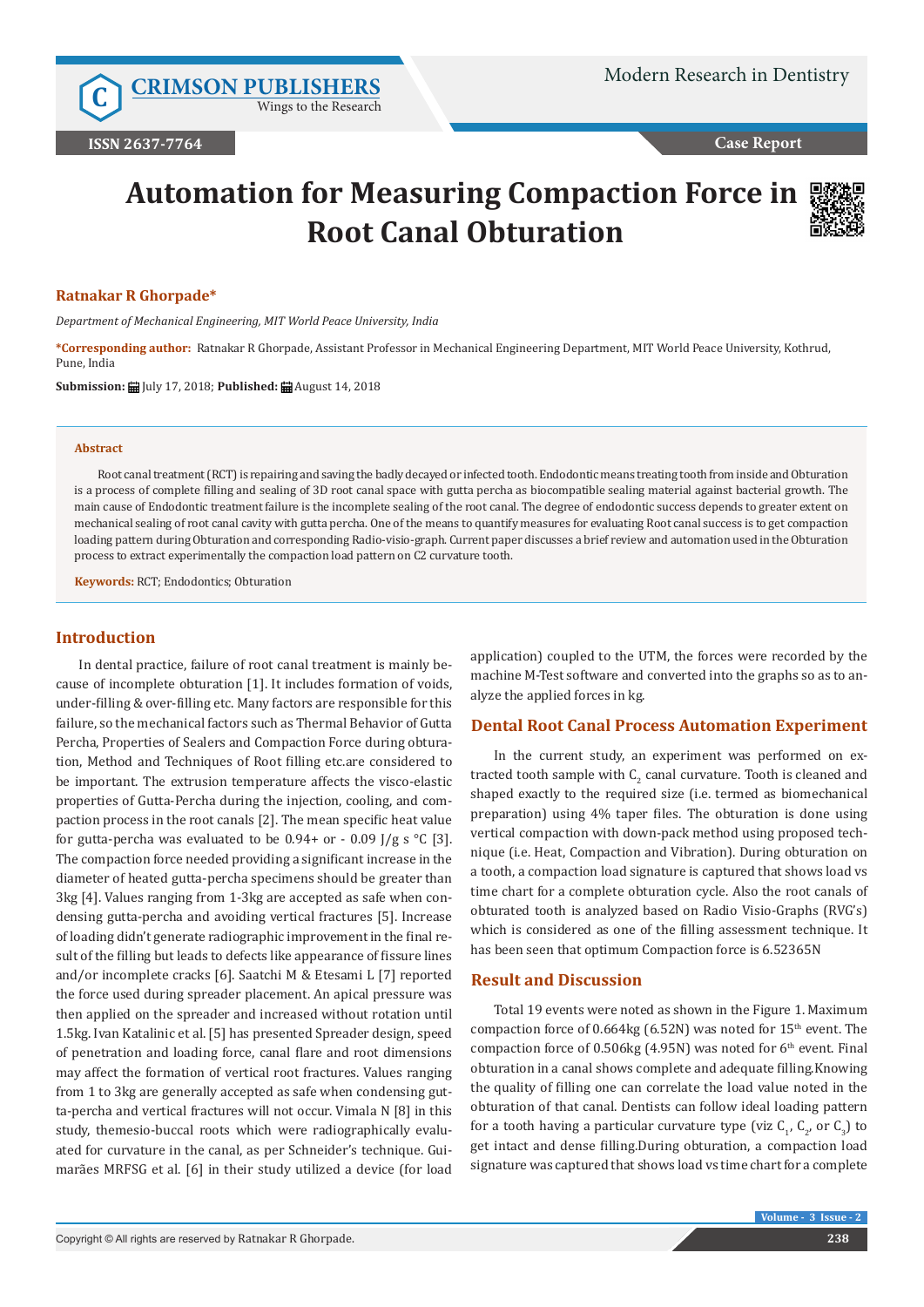Crimson Publishers
Wings to the Research

Modern Research in Dentistry

ISSN 2637-7764

Case Report

# Automation for Measuring Compaction Force in Root Canal Obturation

**Ratnakar R Ghorpade***

*Department of Mechanical Engineering, MIT World Peace University, India*

**\*Corresponding author:** Ratnakar R Ghorpade, Assistant Professor in Mechanical Engineering Department, MIT World Peace University, Kothrud, Pune, India

**Submission:** July 17, 2018; **Published:** August 14, 2018

### Abstract

Root canal treatment (RCT) is repairing and saving the badly decayed or infected tooth. Endodontic means treating tooth from inside and Obturation is a process of complete filling and sealing of 3D root canal space with gutta percha as biocompatible sealing material against bacterial growth. The main cause of Endodontic treatment failure is the incomplete sealing of the root canal. The degree of endodontic success depends to greater extent on mechanical sealing of root canal cavity with gutta percha. One of the means to quantify measures for evaluating Root canal success is to get compaction loading pattern during Obturation and corresponding Radio-visio-graph. Current paper discusses a brief review and automation used in the Obturation process to extract experimentally the compaction load pattern on C2 curvature tooth.

**Keywords:** RCT; Endodontics; Obturation

## Introduction

In dental practice, failure of root canal treatment is mainly because of incomplete obturation [1]. It includes formation of voids, under-filling & over-filling etc. Many factors are responsible for this failure, so the mechanical factors such as Thermal Behavior of Gutta Percha, Properties of Sealers and Compaction Force during obturation, Method and Techniques of Root filling etc.are considered to be important. The extrusion temperature affects the visco-elastic properties of Gutta-Percha during the injection, cooling, and compaction process in the root canals [2]. The mean specific heat value for gutta-percha was evaluated to be 0.94+ or - 0.09 J/g s °C [3]. The compaction force needed providing a significant increase in the diameter of heated gutta-percha specimens should be greater than 3kg [4]. Values ranging from 1-3kg are accepted as safe when condensing gutta-percha and avoiding vertical fractures [5]. Increase of loading didn't generate radiographic improvement in the final result of the filling but leads to defects like appearance of fissure lines and/or incomplete cracks [6]. Saatchi M & Etesami L [7] reported the force used during spreader placement. An apical pressure was then applied on the spreader and increased without rotation until 1.5kg. Ivan Katalinic et al. [5] has presented Spreader design, speed of penetration and loading force, canal flare and root dimensions may affect the formation of vertical root fractures. Values ranging from 1 to 3kg are generally accepted as safe when condensing gutta-percha and vertical fractures will not occur. Vimala N [8] in this study, themesio-buccal roots which were radiographically evaluated for curvature in the canal, as per Schneider's technique. Guimarães MRFSG et al. [6] in their study utilized a device (for load application) coupled to the UTM, the forces were recorded by the machine M-Test software and converted into the graphs so as to analyze the applied forces in kg.

## Dental Root Canal Process Automation Experiment

In the current study, an experiment was performed on extracted tooth sample with $C_2$ canal curvature. Tooth is cleaned and shaped exactly to the required size (i.e. termed as biomechanical preparation) using 4% taper files. The obturation is done using vertical compaction with down-pack method using proposed technique (i.e. Heat, Compaction and Vibration). During obturation on a tooth, a compaction load signature is captured that shows load vs time chart for a complete obturation cycle. Also the root canals of obturated tooth is analyzed based on Radio Visio-Graphs (RVG's) which is considered as one of the filling assessment technique. It has been seen that optimum Compaction force is 6.52365N

## Result and Discussion

Total 19 events were noted as shown in the Figure 1. Maximum compaction force of 0.664kg (6.52N) was noted for 15th event. The compaction force of 0.506kg (4.95N) was noted for 6th event. Final obturation in a canal shows complete and adequate filling.Knowing the quality of filling one can correlate the load value noted in the obturation of that canal. Dentists can follow ideal loading pattern for a tooth having a particular curvature type (viz $C_1$, $C_2$, or $C_3$) to get intact and dense filling.During obturation, a compaction load signature was captured that shows load vs time chart for a complete

Copyright © All rights are reserved by Ratnakar R Ghorpade.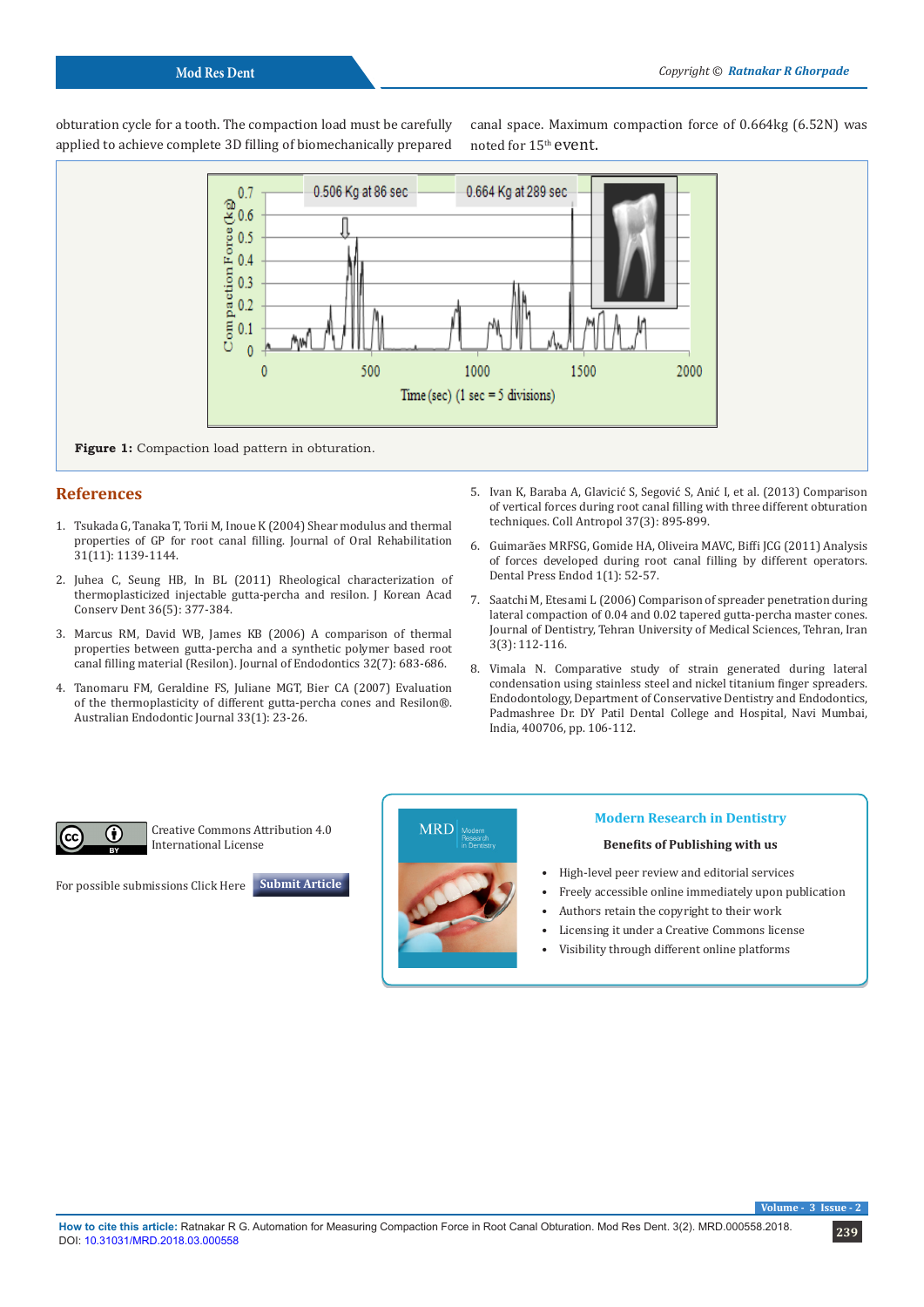obturation cycle for a tooth. The compaction load must be carefully applied to achieve complete 3D filling of biomechanically prepared canal space. Maximum compaction force of 0.664kg (6.52N) was noted for 15th event.

0.506 Kg at 86 sec

0.664 Kg at 289 sec

Compaction Force (kg)

0.7
0.6
0.5
0.4
0.3
0.2
0.1
0

0
500
1000
1500
2000

Time (sec) (1 sec = 5 divisions)

**Figure 1:** Compaction load pattern in obturation.

## References

1. Tsukada G, Tanaka T, Torii M, Inoue K (2004) Shear modulus and thermal properties of GP for root canal filling. Journal of Oral Rehabilitation 31(11): 1139-1144.
2. Juhea C, Seung HB, In BL (2011) Rheological characterization of thermoplasticized injectable gutta-percha and resilon. J Korean Acad Conserv Dent 36(5): 377-384.
3. Marcus RM, David WB, James KB (2006) A comparison of thermal properties between gutta-percha and a synthetic polymer based root canal filling material (Resilon). Journal of Endodontics 32(7): 683-686.
4. Tanomaru FM, Geraldine FS, Juliane MGT, Bier CA (2007) Evaluation of the thermoplasticity of different gutta-percha cones and Resilon®. Australian Endodontic Journal 33(1): 23-26.
5. Ivan K, Baraba A, Glavicić S, Segović S, Anić I, et al. (2013) Comparison of vertical forces during root canal filling with three different obturation techniques. Coll Antropol 37(3): 895-899.
6. Guimarães MRFSG, Gomide HA, Oliveira MAVC, Biffi JCG (2011) Analysis of forces developed during root canal filling by different operators. Dental Press Endod 1(1): 52-57.
7. Saatchi M, Etesami L (2006) Comparison of spreader penetration during lateral compaction of 0.04 and 0.02 tapered gutta-percha master cones. Journal of Dentistry, Tehran University of Medical Sciences, Tehran, Iran 3(3): 112-116.
8. Vimala N. Comparative study of strain generated during lateral condensation using stainless steel and nickel titanium finger spreaders. Endodontology, Department of Conservative Dentistry and Endodontics, Padmashree Dr. DY Patil Dental College and Hospital, Navi Mumbai, India, 400706, pp. 106-112.

Creative Commons Attribution 4.0 International License

For possible submissions Click Here **Submit Article**

**Modern Research in Dentistry**

**Benefits of Publishing with us**

- High-level peer review and editorial services
- Freely accessible online immediately upon publication
- Authors retain the copyright to their work
- Licensing it under a Creative Commons license
- Visibility through different online platforms

**How to cite this article:** Ratnakar R G. Automation for Measuring Compaction Force in Root Canal Obturation. Mod Res Dent. 3(2). MRD.000558.2018. DOI: 10.31031/MRD.2018.03.000558